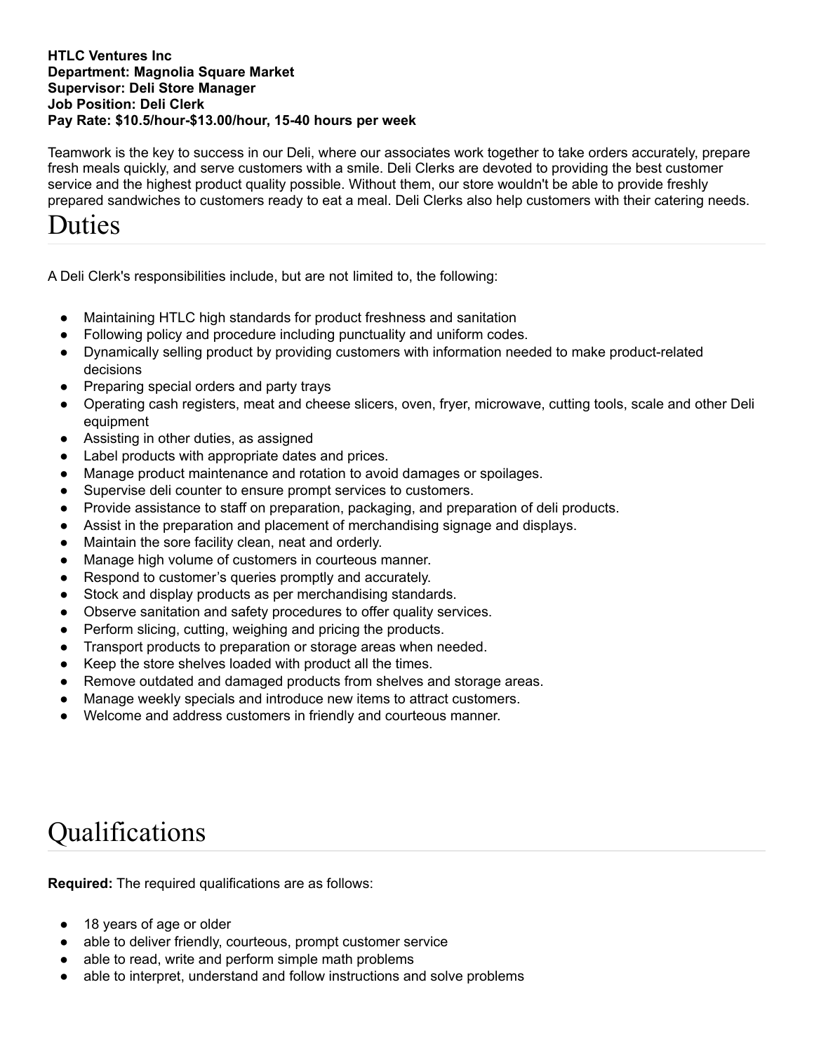**HTLC Ventures Inc**
**Department: Magnolia Square Market**
**Supervisor: Deli Store Manager**
**Job Position: Deli Clerk**
**Pay Rate: $10.5/hour-$13.00/hour, 15-40 hours per week**

Teamwork is the key to success in our Deli, where our associates work together to take orders accurately, prepare fresh meals quickly, and serve customers with a smile. Deli Clerks are devoted to providing the best customer service and the highest product quality possible. Without them, our store wouldn't be able to provide freshly prepared sandwiches to customers ready to eat a meal. Deli Clerks also help customers with their catering needs.

# Duties

A Deli Clerk's responsibilities include, but are not limited to, the following:

- Maintaining HTLC high standards for product freshness and sanitation
- Following policy and procedure including punctuality and uniform codes.
- Dynamically selling product by providing customers with information needed to make product-related decisions
- Preparing special orders and party trays
- Operating cash registers, meat and cheese slicers, oven, fryer, microwave, cutting tools, scale and other Deli equipment
- Assisting in other duties, as assigned
- Label products with appropriate dates and prices.
- Manage product maintenance and rotation to avoid damages or spoilages.
- Supervise deli counter to ensure prompt services to customers.
- Provide assistance to staff on preparation, packaging, and preparation of deli products.
- Assist in the preparation and placement of merchandising signage and displays.
- Maintain the sore facility clean, neat and orderly.
- Manage high volume of customers in courteous manner.
- Respond to customer's queries promptly and accurately.
- Stock and display products as per merchandising standards.
- Observe sanitation and safety procedures to offer quality services.
- Perform slicing, cutting, weighing and pricing the products.
- Transport products to preparation or storage areas when needed.
- Keep the store shelves loaded with product all the times.
- Remove outdated and damaged products from shelves and storage areas.
- Manage weekly specials and introduce new items to attract customers.
- Welcome and address customers in friendly and courteous manner.

# Qualifications

**Required:** The required qualifications are as follows:

- 18 years of age or older
- able to deliver friendly, courteous, prompt customer service
- able to read, write and perform simple math problems
- able to interpret, understand and follow instructions and solve problems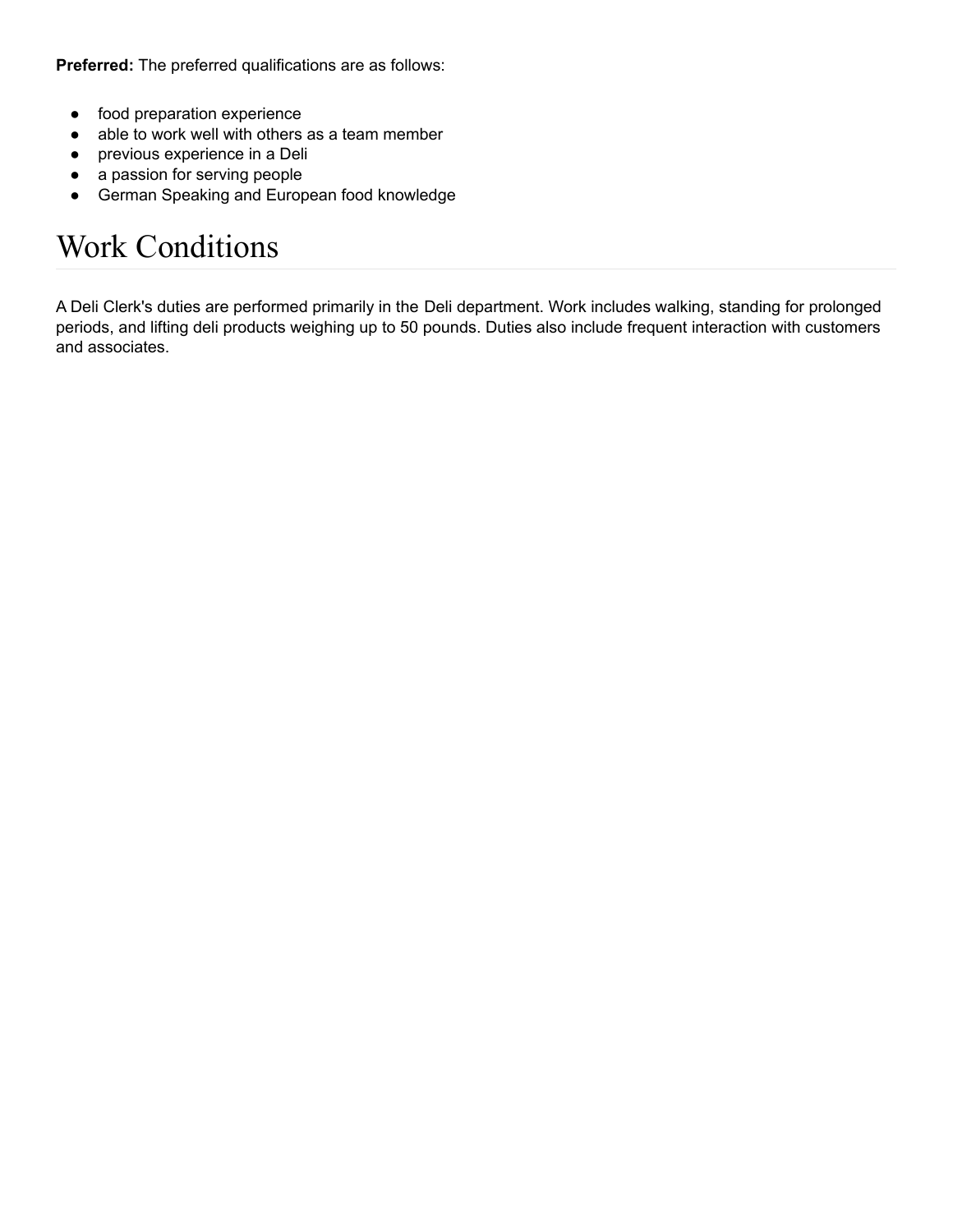**Preferred:** The preferred qualifications are as follows:

- food preparation experience
- able to work well with others as a team member
- previous experience in a Deli
- a passion for serving people
- German Speaking and European food knowledge

# Work Conditions

A Deli Clerk's duties are performed primarily in the Deli department. Work includes walking, standing for prolonged periods, and lifting deli products weighing up to 50 pounds. Duties also include frequent interaction with customers and associates.